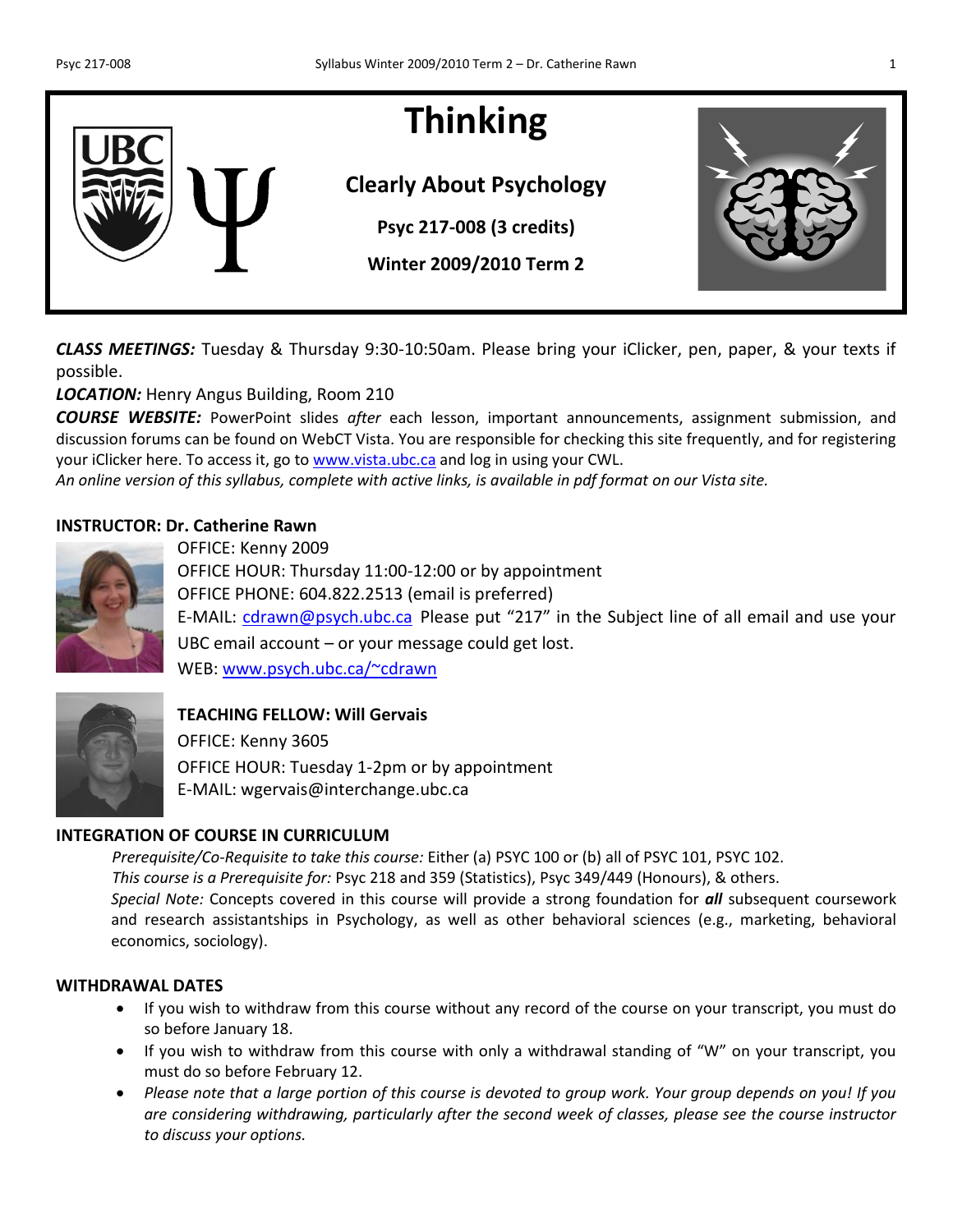# Thinking

## Clearly About Psychology

**Psyc 217-008 (3 credits)**

**Winter 2009/2010 Term 2**

***CLASS MEETINGS:*** Tuesday & Thursday 9:30-10:50am. Please bring your iClicker, pen, paper, & your texts if possible.

***LOCATION:*** Henry Angus Building, Room 210

***COURSE WEBSITE:*** PowerPoint slides *after* each lesson, important announcements, assignment submission, and discussion forums can be found on WebCT Vista. You are responsible for checking this site frequently, and for registering your iClicker here. To access it, go to www.vista.ubc.ca and log in using your CWL.

*An online version of this syllabus, complete with active links, is available in pdf format on our Vista site.*

**INSTRUCTOR: Dr. Catherine Rawn**

OFFICE: Kenny 2009
OFFICE HOUR: Thursday 11:00-12:00 or by appointment
OFFICE PHONE: 604.822.2513 (email is preferred)
E-MAIL: cdrawn@psych.ubc.ca Please put "217" in the Subject line of all email and use your UBC email account – or your message could get lost.
WEB: www.psych.ubc.ca/~cdrawn

**TEACHING FELLOW: Will Gervais**

OFFICE: Kenny 3605
OFFICE HOUR: Tuesday 1-2pm or by appointment
E-MAIL: wgervais@interchange.ubc.ca

**INTEGRATION OF COURSE IN CURRICULUM**

*Prerequisite/Co-Requisite to take this course:* Either (a) PSYC 100 or (b) all of PSYC 101, PSYC 102.
*This course is a Prerequisite for:* Psyc 218 and 359 (Statistics), Psyc 349/449 (Honours), & others.
*Special Note:* Concepts covered in this course will provide a strong foundation for ***all*** subsequent coursework and research assistantships in Psychology, as well as other behavioral sciences (e.g., marketing, behavioral economics, sociology).

**WITHDRAWAL DATES**

- If you wish to withdraw from this course without any record of the course on your transcript, you must do so before January 18.
- If you wish to withdraw from this course with only a withdrawal standing of "W" on your transcript, you must do so before February 12.
- *Please note that a large portion of this course is devoted to group work. Your group depends on you! If you are considering withdrawing, particularly after the second week of classes, please see the course instructor to discuss your options.*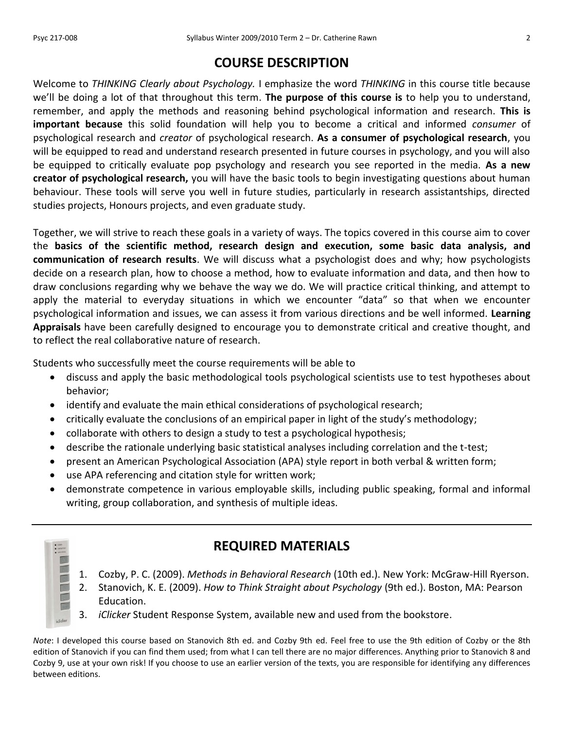## COURSE DESCRIPTION

Welcome to *THINKING Clearly about Psychology.* I emphasize the word *THINKING* in this course title because we'll be doing a lot of that throughout this term. **The purpose of this course is** to help you to understand, remember, and apply the methods and reasoning behind psychological information and research. **This is important because** this solid foundation will help you to become a critical and informed *consumer* of psychological research and *creator* of psychological research. **As a consumer of psychological research**, you will be equipped to read and understand research presented in future courses in psychology, and you will also be equipped to critically evaluate pop psychology and research you see reported in the media. **As a new creator of psychological research,** you will have the basic tools to begin investigating questions about human behaviour. These tools will serve you well in future studies, particularly in research assistantships, directed studies projects, Honours projects, and even graduate study.

Together, we will strive to reach these goals in a variety of ways. The topics covered in this course aim to cover the **basics of the scientific method, research design and execution, some basic data analysis, and communication of research results**. We will discuss what a psychologist does and why; how psychologists decide on a research plan, how to choose a method, how to evaluate information and data, and then how to draw conclusions regarding why we behave the way we do. We will practice critical thinking, and attempt to apply the material to everyday situations in which we encounter "data" so that when we encounter psychological information and issues, we can assess it from various directions and be well informed. **Learning Appraisals** have been carefully designed to encourage you to demonstrate critical and creative thought, and to reflect the real collaborative nature of research.

Students who successfully meet the course requirements will be able to

- discuss and apply the basic methodological tools psychological scientists use to test hypotheses about behavior;
- identify and evaluate the main ethical considerations of psychological research;
- critically evaluate the conclusions of an empirical paper in light of the study's methodology;
- collaborate with others to design a study to test a psychological hypothesis;
- describe the rationale underlying basic statistical analyses including correlation and the t-test;
- present an American Psychological Association (APA) style report in both verbal & written form;
- use APA referencing and citation style for written work;
- demonstrate competence in various employable skills, including public speaking, formal and informal writing, group collaboration, and synthesis of multiple ideas.

## REQUIRED MATERIALS

1. Cozby, P. C. (2009). *Methods in Behavioral Research* (10th ed.). New York: McGraw-Hill Ryerson.
2. Stanovich, K. E. (2009). *How to Think Straight about Psychology* (9th ed.). Boston, MA: Pearson Education.
3. *iClicker* Student Response System, available new and used from the bookstore.

*Note*: I developed this course based on Stanovich 8th ed. and Cozby 9th ed. Feel free to use the 9th edition of Cozby or the 8th edition of Stanovich if you can find them used; from what I can tell there are no major differences. Anything prior to Stanovich 8 and Cozby 9, use at your own risk! If you choose to use an earlier version of the texts, you are responsible for identifying any differences between editions.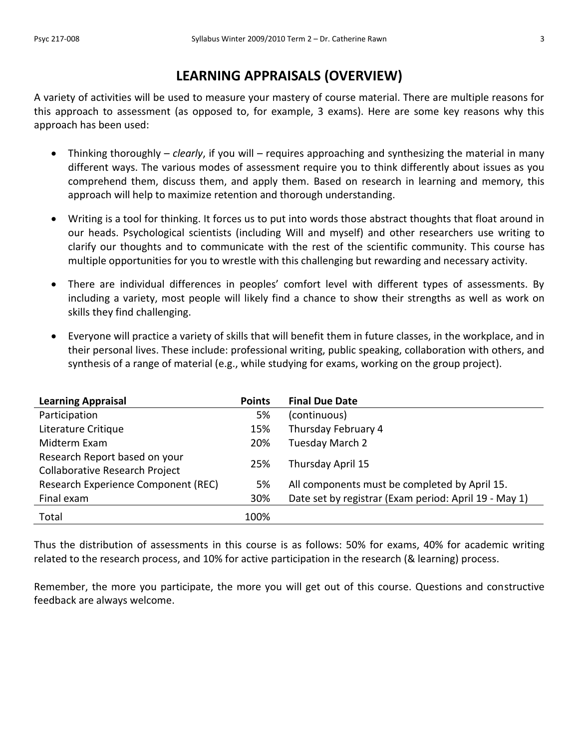## LEARNING APPRAISALS (OVERVIEW)

A variety of activities will be used to measure your mastery of course material. There are multiple reasons for this approach to assessment (as opposed to, for example, 3 exams). Here are some key reasons why this approach has been used:

- Thinking thoroughly – *clearly*, if you will – requires approaching and synthesizing the material in many different ways. The various modes of assessment require you to think differently about issues as you comprehend them, discuss them, and apply them. Based on research in learning and memory, this approach will help to maximize retention and thorough understanding.

- Writing is a tool for thinking. It forces us to put into words those abstract thoughts that float around in our heads. Psychological scientists (including Will and myself) and other researchers use writing to clarify our thoughts and to communicate with the rest of the scientific community. This course has multiple opportunities for you to wrestle with this challenging but rewarding and necessary activity.

- There are individual differences in peoples' comfort level with different types of assessments. By including a variety, most people will likely find a chance to show their strengths as well as work on skills they find challenging.

- Everyone will practice a variety of skills that will benefit them in future classes, in the workplace, and in their personal lives. These include: professional writing, public speaking, collaboration with others, and synthesis of a range of material (e.g., while studying for exams, working on the group project).

| Learning Appraisal | Points | Final Due Date |
|---|---|---|
| Participation | 5% | (continuous) |
| Literature Critique | 15% | Thursday February 4 |
| Midterm Exam | 20% | Tuesday March 2 |
| Research Report based on your Collaborative Research Project | 25% | Thursday April 15 |
| Research Experience Component (REC) | 5% | All components must be completed by April 15. |
| Final exam | 30% | Date set by registrar (Exam period: April 19 - May 1) |
| Total | 100% | |

Thus the distribution of assessments in this course is as follows: 50% for exams, 40% for academic writing related to the research process, and 10% for active participation in the research (& learning) process.

Remember, the more you participate, the more you will get out of this course. Questions and constructive feedback are always welcome.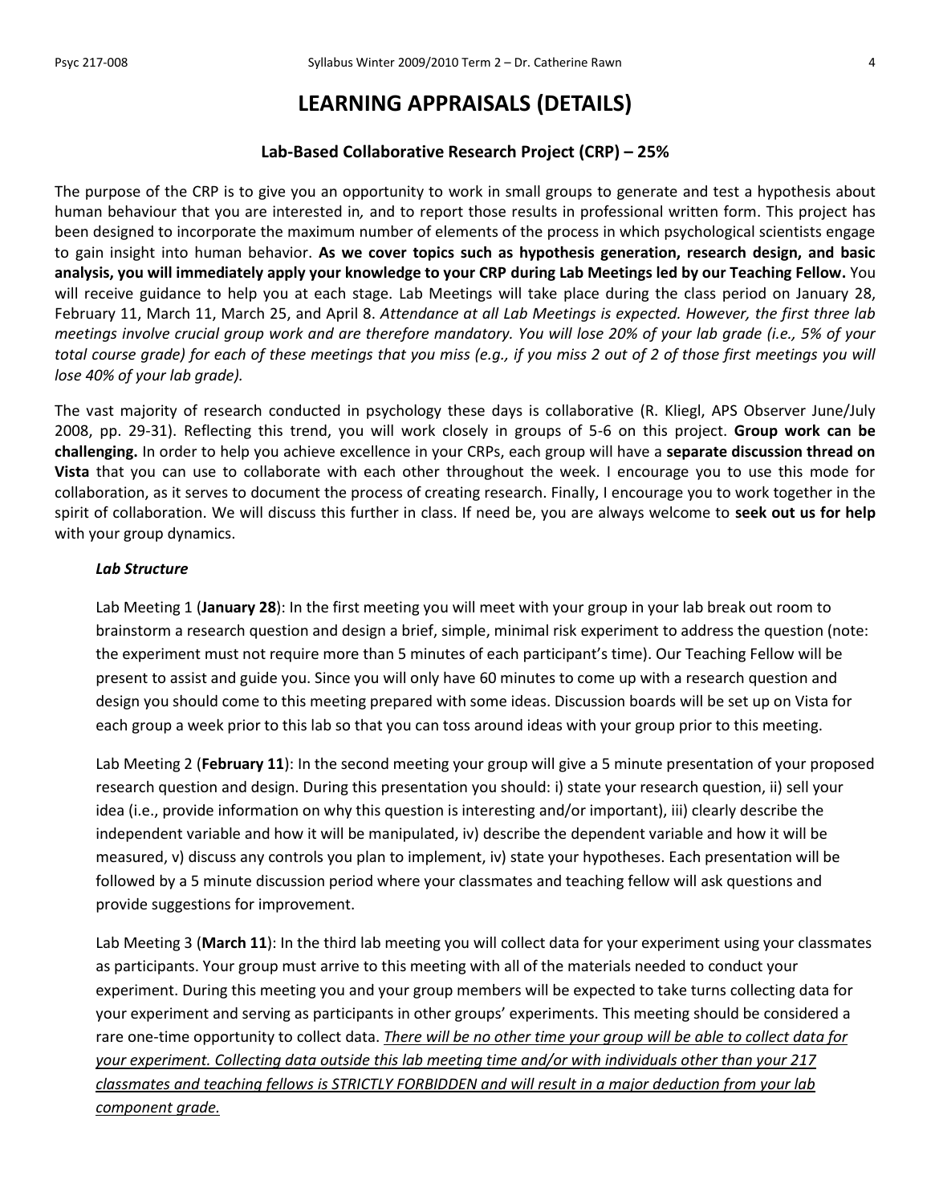# LEARNING APPRAISALS (DETAILS)

## Lab-Based Collaborative Research Project (CRP) – 25%

The purpose of the CRP is to give you an opportunity to work in small groups to generate and test a hypothesis about human behaviour that you are interested in*,* and to report those results in professional written form. This project has been designed to incorporate the maximum number of elements of the process in which psychological scientists engage to gain insight into human behavior. **As we cover topics such as hypothesis generation, research design, and basic analysis, you will immediately apply your knowledge to your CRP during Lab Meetings led by our Teaching Fellow.** You will receive guidance to help you at each stage. Lab Meetings will take place during the class period on January 28, February 11, March 11, March 25, and April 8. *Attendance at all Lab Meetings is expected. However, the first three lab meetings involve crucial group work and are therefore mandatory. You will lose 20% of your lab grade (i.e., 5% of your total course grade) for each of these meetings that you miss (e.g., if you miss 2 out of 2 of those first meetings you will lose 40% of your lab grade).*

The vast majority of research conducted in psychology these days is collaborative (R. Kliegl, APS Observer June/July 2008, pp. 29-31). Reflecting this trend, you will work closely in groups of 5-6 on this project. **Group work can be challenging.** In order to help you achieve excellence in your CRPs, each group will have a **separate discussion thread on Vista** that you can use to collaborate with each other throughout the week. I encourage you to use this mode for collaboration, as it serves to document the process of creating research. Finally, I encourage you to work together in the spirit of collaboration. We will discuss this further in class. If need be, you are always welcome to **seek out us for help** with your group dynamics.

### *Lab Structure*

Lab Meeting 1 (**January 28**): In the first meeting you will meet with your group in your lab break out room to brainstorm a research question and design a brief, simple, minimal risk experiment to address the question (note: the experiment must not require more than 5 minutes of each participant's time). Our Teaching Fellow will be present to assist and guide you. Since you will only have 60 minutes to come up with a research question and design you should come to this meeting prepared with some ideas. Discussion boards will be set up on Vista for each group a week prior to this lab so that you can toss around ideas with your group prior to this meeting.

Lab Meeting 2 (**February 11**): In the second meeting your group will give a 5 minute presentation of your proposed research question and design. During this presentation you should: i) state your research question, ii) sell your idea (i.e., provide information on why this question is interesting and/or important), iii) clearly describe the independent variable and how it will be manipulated, iv) describe the dependent variable and how it will be measured, v) discuss any controls you plan to implement, iv) state your hypotheses. Each presentation will be followed by a 5 minute discussion period where your classmates and teaching fellow will ask questions and provide suggestions for improvement.

Lab Meeting 3 (**March 11**): In the third lab meeting you will collect data for your experiment using your classmates as participants. Your group must arrive to this meeting with all of the materials needed to conduct your experiment. During this meeting you and your group members will be expected to take turns collecting data for your experiment and serving as participants in other groups' experiments. This meeting should be considered a rare one-time opportunity to collect data. *<u>There will be no other time your group will be able to collect data for your experiment. Collecting data outside this lab meeting time and/or with individuals other than your 217 classmates and teaching fellows is STRICTLY FORBIDDEN and will result in a major deduction from your lab component grade.</u>*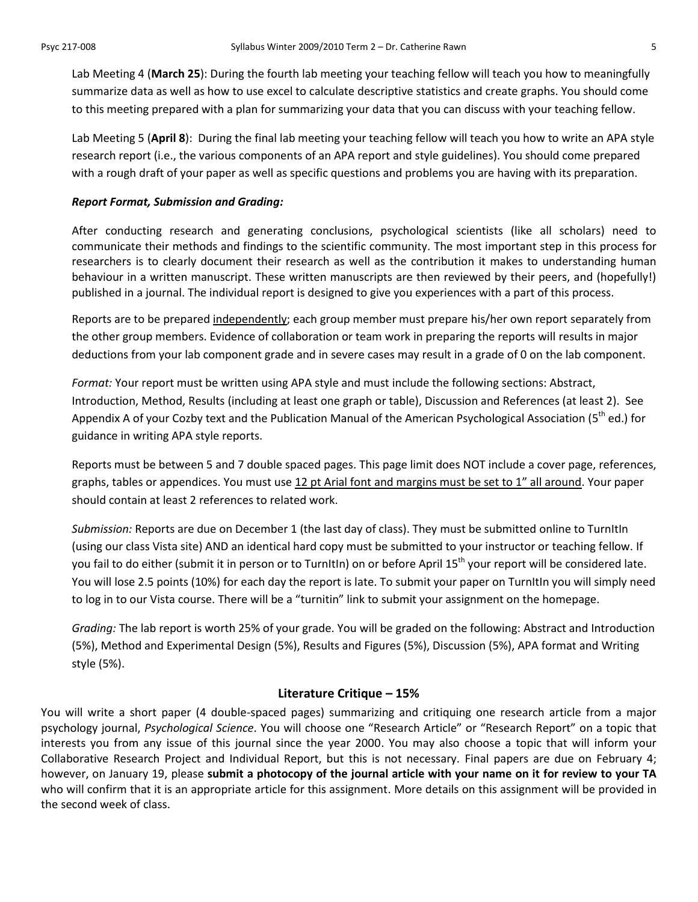Lab Meeting 4 (**March 25**): During the fourth lab meeting your teaching fellow will teach you how to meaningfully summarize data as well as how to use excel to calculate descriptive statistics and create graphs. You should come to this meeting prepared with a plan for summarizing your data that you can discuss with your teaching fellow.

Lab Meeting 5 (**April 8**): During the final lab meeting your teaching fellow will teach you how to write an APA style research report (i.e., the various components of an APA report and style guidelines). You should come prepared with a rough draft of your paper as well as specific questions and problems you are having with its preparation.

***Report Format, Submission and Grading:***

After conducting research and generating conclusions, psychological scientists (like all scholars) need to communicate their methods and findings to the scientific community. The most important step in this process for researchers is to clearly document their research as well as the contribution it makes to understanding human behaviour in a written manuscript. These written manuscripts are then reviewed by their peers, and (hopefully!) published in a journal. The individual report is designed to give you experiences with a part of this process.

Reports are to be prepared <u>independently</u>; each group member must prepare his/her own report separately from the other group members. Evidence of collaboration or team work in preparing the reports will results in major deductions from your lab component grade and in severe cases may result in a grade of 0 on the lab component.

*Format:* Your report must be written using APA style and must include the following sections: Abstract, Introduction, Method, Results (including at least one graph or table), Discussion and References (at least 2). See Appendix A of your Cozby text and the Publication Manual of the American Psychological Association (5th ed.) for guidance in writing APA style reports.

Reports must be between 5 and 7 double spaced pages. This page limit does NOT include a cover page, references, graphs, tables or appendices. You must use <u>12 pt Arial font and margins must be set to 1" all around</u>. Your paper should contain at least 2 references to related work.

*Submission:* Reports are due on December 1 (the last day of class). They must be submitted online to TurnItIn (using our class Vista site) AND an identical hard copy must be submitted to your instructor or teaching fellow. If you fail to do either (submit it in person or to TurnItIn) on or before April 15th your report will be considered late. You will lose 2.5 points (10%) for each day the report is late. To submit your paper on TurnItIn you will simply need to log in to our Vista course. There will be a "turnitin" link to submit your assignment on the homepage.

*Grading:* The lab report is worth 25% of your grade. You will be graded on the following: Abstract and Introduction (5%), Method and Experimental Design (5%), Results and Figures (5%), Discussion (5%), APA format and Writing style (5%).

## Literature Critique – 15%

You will write a short paper (4 double-spaced pages) summarizing and critiquing one research article from a major psychology journal, *Psychological Science*. You will choose one "Research Article" or "Research Report" on a topic that interests you from any issue of this journal since the year 2000. You may also choose a topic that will inform your Collaborative Research Project and Individual Report, but this is not necessary. Final papers are due on February 4; however, on January 19, please **submit a photocopy of the journal article with your name on it for review to your TA** who will confirm that it is an appropriate article for this assignment. More details on this assignment will be provided in the second week of class.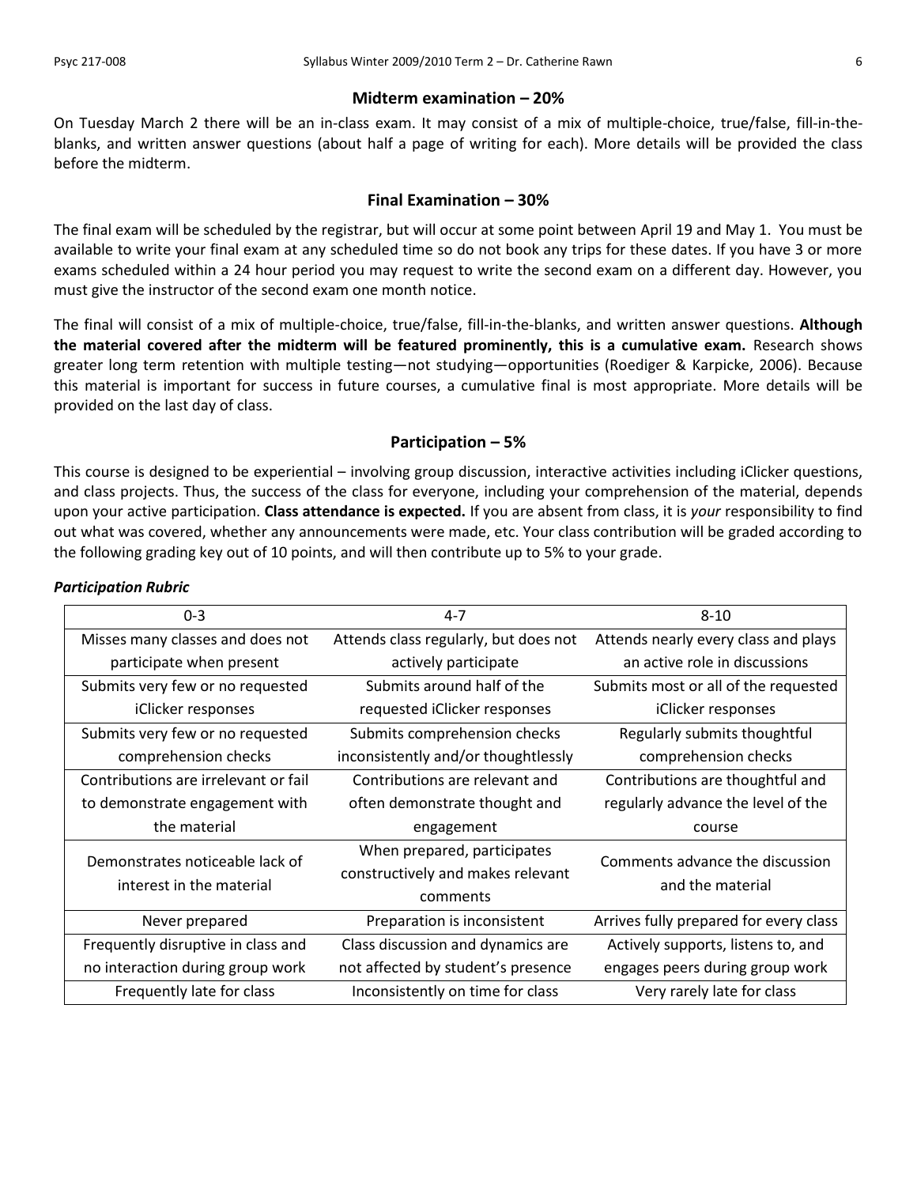### Midterm examination – 20%

On Tuesday March 2 there will be an in-class exam. It may consist of a mix of multiple-choice, true/false, fill-in-the-blanks, and written answer questions (about half a page of writing for each). More details will be provided the class before the midterm.

### Final Examination – 30%

The final exam will be scheduled by the registrar, but will occur at some point between April 19 and May 1. You must be available to write your final exam at any scheduled time so do not book any trips for these dates. If you have 3 or more exams scheduled within a 24 hour period you may request to write the second exam on a different day. However, you must give the instructor of the second exam one month notice.

The final will consist of a mix of multiple-choice, true/false, fill-in-the-blanks, and written answer questions. **Although the material covered after the midterm will be featured prominently, this is a cumulative exam.** Research shows greater long term retention with multiple testing—not studying—opportunities (Roediger & Karpicke, 2006). Because this material is important for success in future courses, a cumulative final is most appropriate. More details will be provided on the last day of class.

### Participation – 5%

This course is designed to be experiential – involving group discussion, interactive activities including iClicker questions, and class projects. Thus, the success of the class for everyone, including your comprehension of the material, depends upon your active participation. **Class attendance is expected.** If you are absent from class, it is *your* responsibility to find out what was covered, whether any announcements were made, etc. Your class contribution will be graded according to the following grading key out of 10 points, and will then contribute up to 5% to your grade.

***Participation Rubric***

| 0-3 | 4-7 | 8-10 |
|---|---|---|
| Misses many classes and does not participate when present | Attends class regularly, but does not actively participate | Attends nearly every class and plays an active role in discussions |
| Submits very few or no requested iClicker responses | Submits around half of the requested iClicker responses | Submits most or all of the requested iClicker responses |
| Submits very few or no requested comprehension checks | Submits comprehension checks inconsistently and/or thoughtlessly | Regularly submits thoughtful comprehension checks |
| Contributions are irrelevant or fail to demonstrate engagement with the material | Contributions are relevant and often demonstrate thought and engagement | Contributions are thoughtful and regularly advance the level of the course |
| Demonstrates noticeable lack of interest in the material | When prepared, participates constructively and makes relevant comments | Comments advance the discussion and the material |
| Never prepared | Preparation is inconsistent | Arrives fully prepared for every class |
| Frequently disruptive in class and no interaction during group work | Class discussion and dynamics are not affected by student's presence | Actively supports, listens to, and engages peers during group work |
| Frequently late for class | Inconsistently on time for class | Very rarely late for class |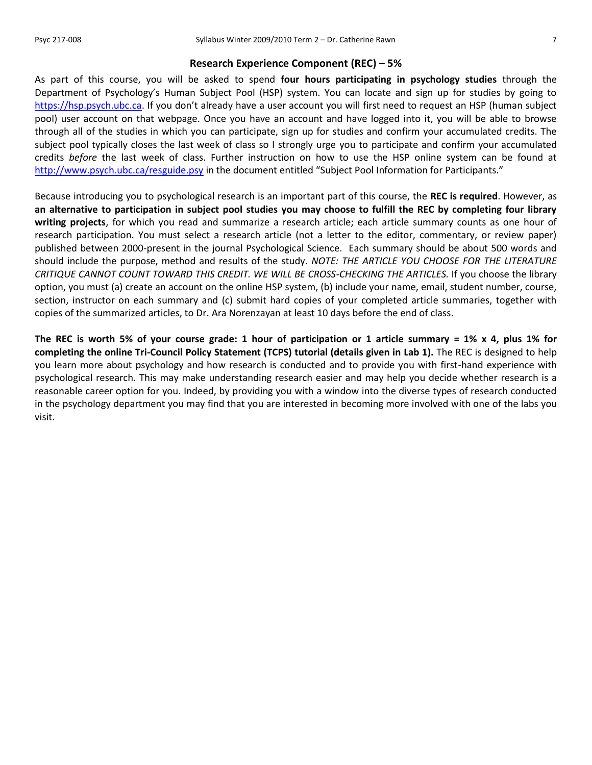## Research Experience Component (REC) – 5%

As part of this course, you will be asked to spend **four hours participating in psychology studies** through the Department of Psychology's Human Subject Pool (HSP) system. You can locate and sign up for studies by going to https://hsp.psych.ubc.ca. If you don't already have a user account you will first need to request an HSP (human subject pool) user account on that webpage. Once you have an account and have logged into it, you will be able to browse through all of the studies in which you can participate, sign up for studies and confirm your accumulated credits. The subject pool typically closes the last week of class so I strongly urge you to participate and confirm your accumulated credits *before* the last week of class. Further instruction on how to use the HSP online system can be found at http://www.psych.ubc.ca/resguide.psy in the document entitled "Subject Pool Information for Participants."

Because introducing you to psychological research is an important part of this course, the **REC is required**. However, as **an alternative to participation in subject pool studies you may choose to fulfill the REC by completing four library writing projects**, for which you read and summarize a research article; each article summary counts as one hour of research participation. You must select a research article (not a letter to the editor, commentary, or review paper) published between 2000-present in the journal Psychological Science. Each summary should be about 500 words and should include the purpose, method and results of the study. *NOTE: THE ARTICLE YOU CHOOSE FOR THE LITERATURE CRITIQUE CANNOT COUNT TOWARD THIS CREDIT. WE WILL BE CROSS-CHECKING THE ARTICLES.* If you choose the library option, you must (a) create an account on the online HSP system, (b) include your name, email, student number, course, section, instructor on each summary and (c) submit hard copies of your completed article summaries, together with copies of the summarized articles, to Dr. Ara Norenzayan at least 10 days before the end of class.

**The REC is worth 5% of your course grade: 1 hour of participation or 1 article summary = 1% x 4, plus 1% for completing the online Tri-Council Policy Statement (TCPS) tutorial (details given in Lab 1).** The REC is designed to help you learn more about psychology and how research is conducted and to provide you with first-hand experience with psychological research. This may make understanding research easier and may help you decide whether research is a reasonable career option for you. Indeed, by providing you with a window into the diverse types of research conducted in the psychology department you may find that you are interested in becoming more involved with one of the labs you visit.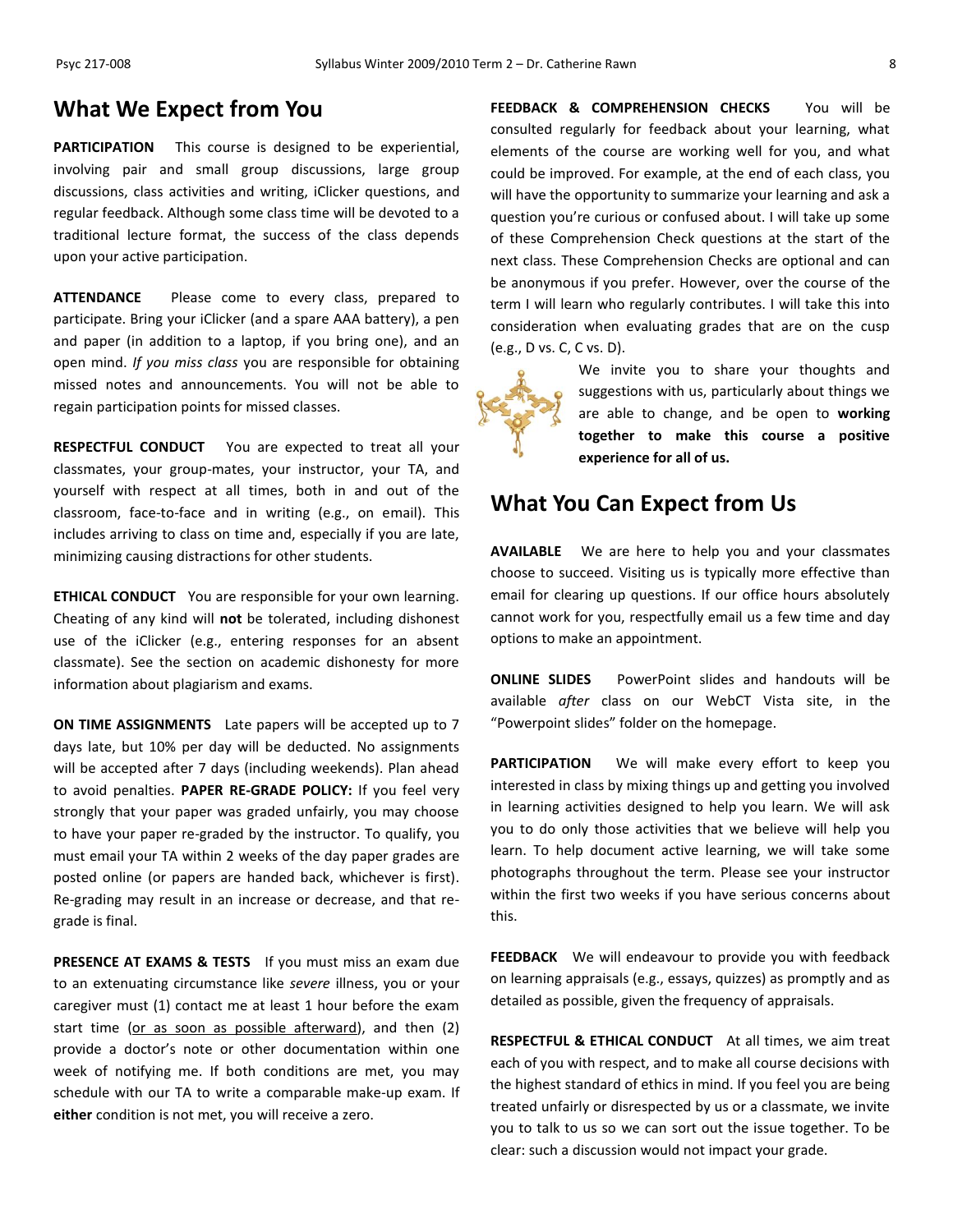## What We Expect from You

**PARTICIPATION** This course is designed to be experiential, involving pair and small group discussions, large group discussions, class activities and writing, iClicker questions, and regular feedback. Although some class time will be devoted to a traditional lecture format, the success of the class depends upon your active participation.

**ATTENDANCE** Please come to every class, prepared to participate. Bring your iClicker (and a spare AAA battery), a pen and paper (in addition to a laptop, if you bring one), and an open mind. *If you miss class* you are responsible for obtaining missed notes and announcements. You will not be able to regain participation points for missed classes.

**RESPECTFUL CONDUCT** You are expected to treat all your classmates, your group-mates, your instructor, your TA, and yourself with respect at all times, both in and out of the classroom, face-to-face and in writing (e.g., on email). This includes arriving to class on time and, especially if you are late, minimizing causing distractions for other students.

**ETHICAL CONDUCT** You are responsible for your own learning. Cheating of any kind will **not** be tolerated, including dishonest use of the iClicker (e.g., entering responses for an absent classmate). See the section on academic dishonesty for more information about plagiarism and exams.

**ON TIME ASSIGNMENTS** Late papers will be accepted up to 7 days late, but 10% per day will be deducted. No assignments will be accepted after 7 days (including weekends). Plan ahead to avoid penalties. **PAPER RE-GRADE POLICY:** If you feel very strongly that your paper was graded unfairly, you may choose to have your paper re-graded by the instructor. To qualify, you must email your TA within 2 weeks of the day paper grades are posted online (or papers are handed back, whichever is first). Re-grading may result in an increase or decrease, and that re-grade is final.

**PRESENCE AT EXAMS & TESTS** If you must miss an exam due to an extenuating circumstance like *severe* illness, you or your caregiver must (1) contact me at least 1 hour before the exam start time (or as soon as possible afterward), and then (2) provide a doctor's note or other documentation within one week of notifying me. If both conditions are met, you may schedule with our TA to write a comparable make-up exam. If **either** condition is not met, you will receive a zero.

**FEEDBACK & COMPREHENSION CHECKS** You will be consulted regularly for feedback about your learning, what elements of the course are working well for you, and what could be improved. For example, at the end of each class, you will have the opportunity to summarize your learning and ask a question you're curious or confused about. I will take up some of these Comprehension Check questions at the start of the next class. These Comprehension Checks are optional and can be anonymous if you prefer. However, over the course of the term I will learn who regularly contributes. I will take this into consideration when evaluating grades that are on the cusp (e.g., D vs. C, C vs. D).

We invite you to share your thoughts and suggestions with us, particularly about things we are able to change, and be open to **working together to make this course a positive experience for all of us.**

## What You Can Expect from Us

**AVAILABLE** We are here to help you and your classmates choose to succeed. Visiting us is typically more effective than email for clearing up questions. If our office hours absolutely cannot work for you, respectfully email us a few time and day options to make an appointment.

**ONLINE SLIDES** PowerPoint slides and handouts will be available *after* class on our WebCT Vista site, in the "Powerpoint slides" folder on the homepage.

**PARTICIPATION** We will make every effort to keep you interested in class by mixing things up and getting you involved in learning activities designed to help you learn. We will ask you to do only those activities that we believe will help you learn. To help document active learning, we will take some photographs throughout the term. Please see your instructor within the first two weeks if you have serious concerns about this.

**FEEDBACK** We will endeavour to provide you with feedback on learning appraisals (e.g., essays, quizzes) as promptly and as detailed as possible, given the frequency of appraisals.

**RESPECTFUL & ETHICAL CONDUCT** At all times, we aim treat each of you with respect, and to make all course decisions with the highest standard of ethics in mind. If you feel you are being treated unfairly or disrespected by us or a classmate, we invite you to talk to us so we can sort out the issue together. To be clear: such a discussion would not impact your grade.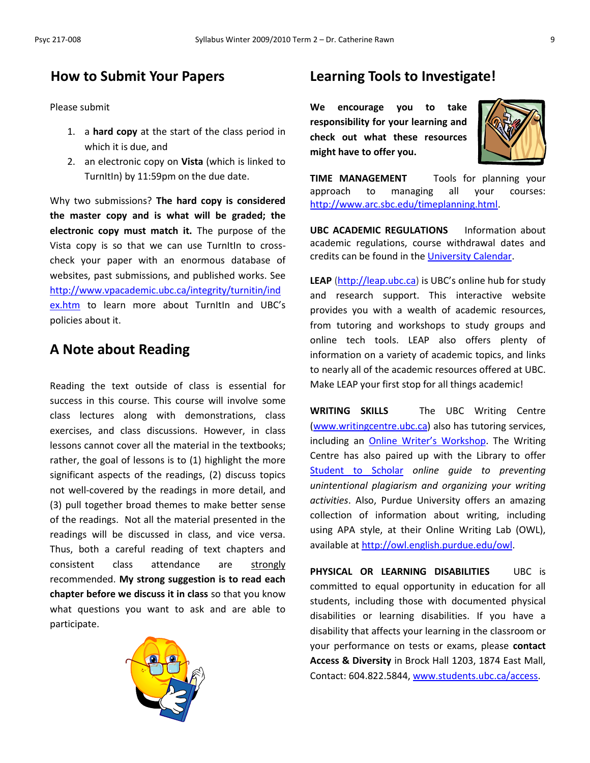## How to Submit Your Papers

Please submit

1. a **hard copy** at the start of the class period in which it is due, and
2. an electronic copy on **Vista** (which is linked to TurnItIn) by 11:59pm on the due date.

Why two submissions? **The hard copy is considered the master copy and is what will be graded; the electronic copy must match it.** The purpose of the Vista copy is so that we can use TurnItIn to cross-check your paper with an enormous database of websites, past submissions, and published works. See [http://www.vpacademic.ubc.ca/integrity/turnitin/index.htm](http://www.vpacademic.ubc.ca/integrity/turnitin/index.htm) to learn more about TurnItIn and UBC's policies about it.

## A Note about Reading

Reading the text outside of class is essential for success in this course. This course will involve some class lectures along with demonstrations, class exercises, and class discussions. However, in class lessons cannot cover all the material in the textbooks; rather, the goal of lessons is to (1) highlight the more significant aspects of the readings, (2) discuss topics not well-covered by the readings in more detail, and (3) pull together broad themes to make better sense of the readings. Not all the material presented in the readings will be discussed in class, and vice versa. Thus, both a careful reading of text chapters and consistent class attendance are <u>strongly</u> recommended. **My strong suggestion is to read each chapter before we discuss it in class** so that you know what questions you want to ask and are able to participate.

## Learning Tools to Investigate!

**We encourage you to take responsibility for your learning and check out what these resources might have to offer you.**

**TIME MANAGEMENT** Tools for planning your approach to managing all your courses: [http://www.arc.sbc.edu/timeplanning.html](http://www.arc.sbc.edu/timeplanning.html).

**UBC ACADEMIC REGULATIONS** Information about academic regulations, course withdrawal dates and credits can be found in the University Calendar.

**LEAP** ([http://leap.ubc.ca](http://leap.ubc.ca)) is UBC's online hub for study and research support. This interactive website provides you with a wealth of academic resources, from tutoring and workshops to study groups and online tech tools. LEAP also offers plenty of information on a variety of academic topics, and links to nearly all of the academic resources offered at UBC. Make LEAP your first stop for all things academic!

**WRITING SKILLS** The UBC Writing Centre ([www.writingcentre.ubc.ca](http://www.writingcentre.ubc.ca)) also has tutoring services, including an Online Writer's Workshop. The Writing Centre has also paired up with the Library to offer Student to Scholar *online guide to preventing unintentional plagiarism and organizing your writing activities*. Also, Purdue University offers an amazing collection of information about writing, including using APA style, at their Online Writing Lab (OWL), available at [http://owl.english.purdue.edu/owl](http://owl.english.purdue.edu/owl).

**PHYSICAL OR LEARNING DISABILITIES** UBC is committed to equal opportunity in education for all students, including those with documented physical disabilities or learning disabilities. If you have a disability that affects your learning in the classroom or your performance on tests or exams, please **contact Access & Diversity** in Brock Hall 1203, 1874 East Mall, Contact: 604.822.5844, [www.students.ubc.ca/access](http://www.students.ubc.ca/access).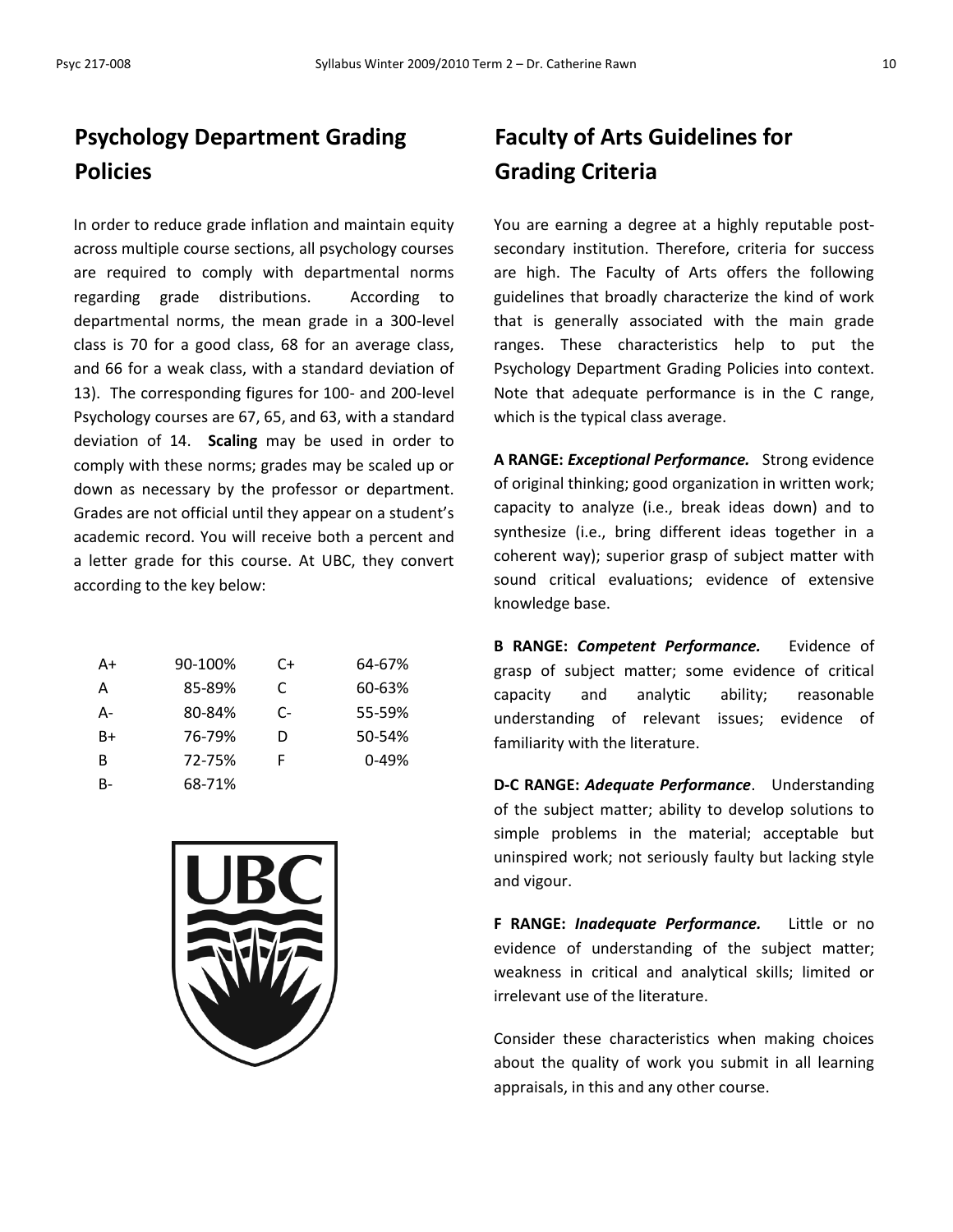## Psychology Department Grading Policies

In order to reduce grade inflation and maintain equity across multiple course sections, all psychology courses are required to comply with departmental norms regarding grade distributions. According to departmental norms, the mean grade in a 300-level class is 70 for a good class, 68 for an average class, and 66 for a weak class, with a standard deviation of 13). The corresponding figures for 100- and 200-level Psychology courses are 67, 65, and 63, with a standard deviation of 14. **Scaling** may be used in order to comply with these norms; grades may be scaled up or down as necessary by the professor or department. Grades are not official until they appear on a student's academic record. You will receive both a percent and a letter grade for this course. At UBC, they convert according to the key below:

| | | | |
|---|---|---|---|
| A+ | 90-100% | C+ | 64-67% |
| A | 85-89% | C | 60-63% |
| A- | 80-84% | C- | 55-59% |
| B+ | 76-79% | D | 50-54% |
| B | 72-75% | F | 0-49% |
| B- | 68-71% | | |

## Faculty of Arts Guidelines for Grading Criteria

You are earning a degree at a highly reputable post-secondary institution. Therefore, criteria for success are high. The Faculty of Arts offers the following guidelines that broadly characterize the kind of work that is generally associated with the main grade ranges. These characteristics help to put the Psychology Department Grading Policies into context. Note that adequate performance is in the C range, which is the typical class average.

**A RANGE:** ***Exceptional Performance.*** Strong evidence of original thinking; good organization in written work; capacity to analyze (i.e., break ideas down) and to synthesize (i.e., bring different ideas together in a coherent way); superior grasp of subject matter with sound critical evaluations; evidence of extensive knowledge base.

**B RANGE:** ***Competent Performance.*** Evidence of grasp of subject matter; some evidence of critical capacity and analytic ability; reasonable understanding of relevant issues; evidence of familiarity with the literature.

**D-C RANGE:** ***Adequate Performance***. Understanding of the subject matter; ability to develop solutions to simple problems in the material; acceptable but uninspired work; not seriously faulty but lacking style and vigour.

**F RANGE:** ***Inadequate Performance.*** Little or no evidence of understanding of the subject matter; weakness in critical and analytical skills; limited or irrelevant use of the literature.

Consider these characteristics when making choices about the quality of work you submit in all learning appraisals, in this and any other course.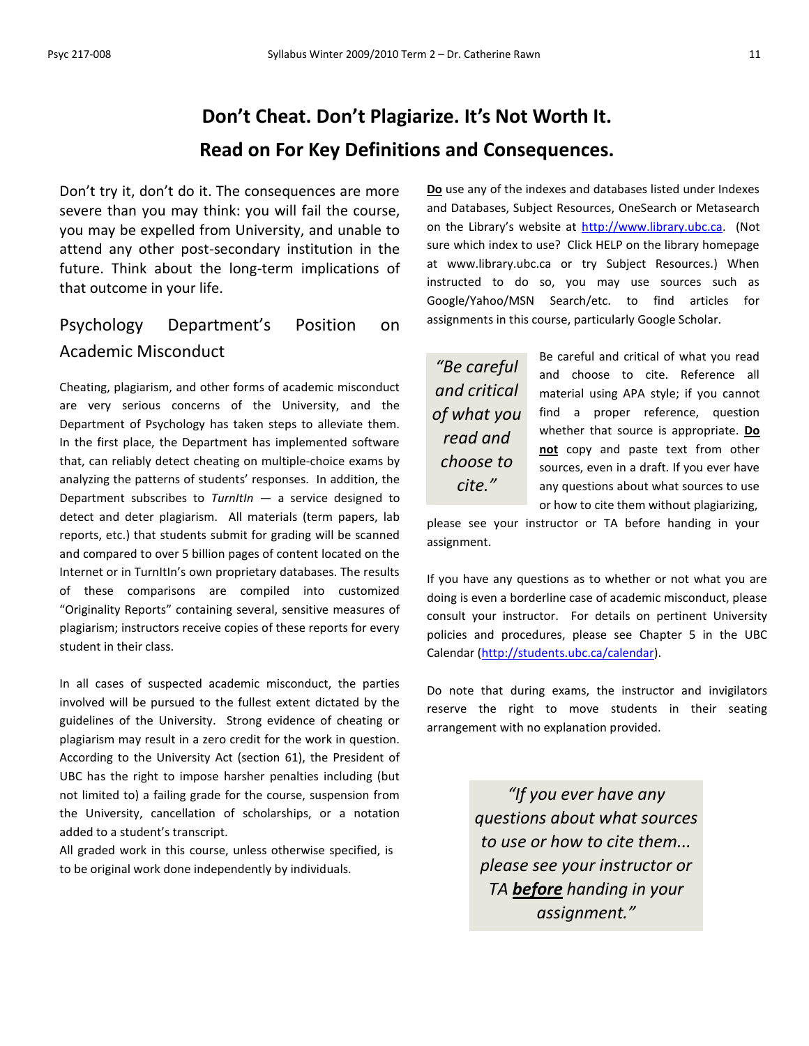# Don't Cheat. Don't Plagiarize. It's Not Worth It.

# Read on For Key Definitions and Consequences.

Don't try it, don't do it. The consequences are more severe than you may think: you will fail the course, you may be expelled from University, and unable to attend any other post-secondary institution in the future. Think about the long-term implications of that outcome in your life.

## Psychology Department's Position on Academic Misconduct

Cheating, plagiarism, and other forms of academic misconduct are very serious concerns of the University, and the Department of Psychology has taken steps to alleviate them. In the first place, the Department has implemented software that, can reliably detect cheating on multiple-choice exams by analyzing the patterns of students' responses. In addition, the Department subscribes to *TurnItIn* — a service designed to detect and deter plagiarism. All materials (term papers, lab reports, etc.) that students submit for grading will be scanned and compared to over 5 billion pages of content located on the Internet or in TurnItIn's own proprietary databases. The results of these comparisons are compiled into customized "Originality Reports" containing several, sensitive measures of plagiarism; instructors receive copies of these reports for every student in their class.

In all cases of suspected academic misconduct, the parties involved will be pursued to the fullest extent dictated by the guidelines of the University. Strong evidence of cheating or plagiarism may result in a zero credit for the work in question. According to the University Act (section 61), the President of UBC has the right to impose harsher penalties including (but not limited to) a failing grade for the course, suspension from the University, cancellation of scholarships, or a notation added to a student's transcript.

All graded work in this course, unless otherwise specified, is to be original work done independently by individuals.

**Do** use any of the indexes and databases listed under Indexes and Databases, Subject Resources, OneSearch or Metasearch on the Library's website at http://www.library.ubc.ca. (Not sure which index to use? Click HELP on the library homepage at www.library.ubc.ca or try Subject Resources.) When instructed to do so, you may use sources such as Google/Yahoo/MSN Search/etc. to find articles for assignments in this course, particularly Google Scholar.

> *"Be careful and critical of what you read and choose to cite."*

Be careful and critical of what you read and choose to cite. Reference all material using APA style; if you cannot find a proper reference, question whether that source is appropriate. **Do not** copy and paste text from other sources, even in a draft. If you ever have any questions about what sources to use or how to cite them without plagiarizing, please see your instructor or TA before handing in your assignment.

If you have any questions as to whether or not what you are doing is even a borderline case of academic misconduct, please consult your instructor. For details on pertinent University policies and procedures, please see Chapter 5 in the UBC Calendar (http://students.ubc.ca/calendar).

Do note that during exams, the instructor and invigilators reserve the right to move students in their seating arrangement with no explanation provided.

> *"If you ever have any questions about what sources to use or how to cite them... please see your instructor or TA **before** handing in your assignment."*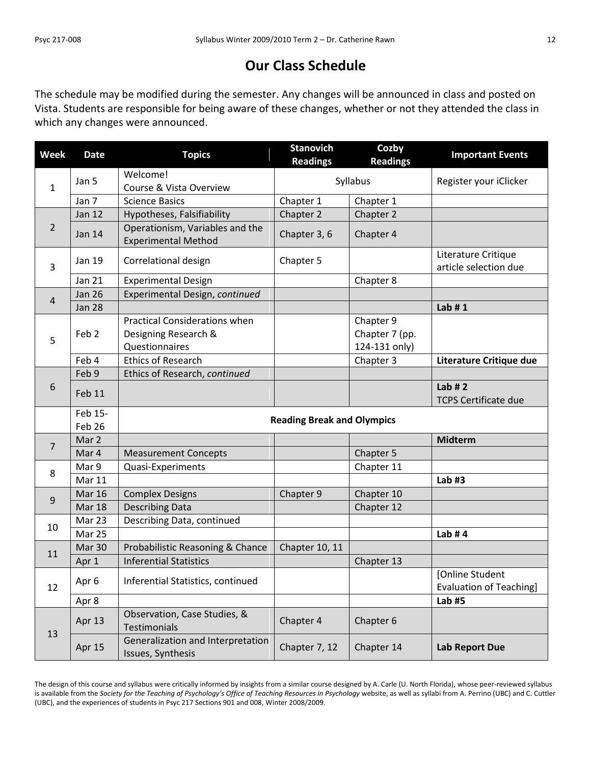# Our Class Schedule

The schedule may be modified during the semester. Any changes will be announced in class and posted on Vista. Students are responsible for being aware of these changes, whether or not they attended the class in which any changes were announced.

| Week | Date | Topics | Stanovich Readings | Cozby Readings | Important Events |
|---|---|---|---|---|---|
| 1 | Jan 5 | Welcome! Course & Vista Overview | Syllabus | | Register your iClicker |
| | Jan 7 | Science Basics | Chapter 1 | Chapter 1 | |
| 2 | Jan 12 | Hypotheses, Falsifiability | Chapter 2 | Chapter 2 | |
| | Jan 14 | Operationism, Variables and the Experimental Method | Chapter 3, 6 | Chapter 4 | |
| 3 | Jan 19 | Correlational design | Chapter 5 | | Literature Critique article selection due |
| | Jan 21 | Experimental Design | | Chapter 8 | |
| 4 | Jan 26 | Experimental Design, *continued* | | | |
| | Jan 28 | | | | **Lab # 1** |
| 5 | Feb 2 | Practical Considerations when Designing Research & Questionnaires | | Chapter 9 Chapter 7 (pp. 124-131 only) | |
| | Feb 4 | Ethics of Research | | Chapter 3 | **Literature Critique due** |
| 6 | Feb 9 | Ethics of Research, *continued* | | | |
| | Feb 11 | | | | **Lab # 2** TCPS Certificate due |
| | Feb 15- Feb 26 | **Reading Break and Olympics** | | | |
| 7 | Mar 2 | | | | **Midterm** |
| | Mar 4 | Measurement Concepts | | Chapter 5 | |
| 8 | Mar 9 | Quasi-Experiments | | Chapter 11 | |
| | Mar 11 | | | | **Lab #3** |
| 9 | Mar 16 | Complex Designs | Chapter 9 | Chapter 10 | |
| | Mar 18 | Describing Data | | Chapter 12 | |
| 10 | Mar 23 | Describing Data, continued | | | |
| | Mar 25 | | | | **Lab # 4** |
| 11 | Mar 30 | Probabilistic Reasoning & Chance | Chapter 10, 11 | | |
| | Apr 1 | Inferential Statistics | | Chapter 13 | |
| 12 | Apr 6 | Inferential Statistics, continued | | | [Online Student Evaluation of Teaching] |
| | Apr 8 | | | | **Lab #5** |
| 13 | Apr 13 | Observation, Case Studies, & Testimonials | Chapter 4 | Chapter 6 | |
| | Apr 15 | Generalization and Interpretation Issues, Synthesis | Chapter 7, 12 | Chapter 14 | **Lab Report Due** |

The design of this course and syllabus were critically informed by insights from a similar course designed by A. Carle (U. North Florida), whose peer-reviewed syllabus is available from the *Society for the Teaching of Psychology's Office of Teaching Resources in Psychology* website, as well as syllabi from A. Perrino (UBC) and C. Cuttler (UBC), and the experiences of students in Psyc 217 Sections 901 and 008, Winter 2008/2009.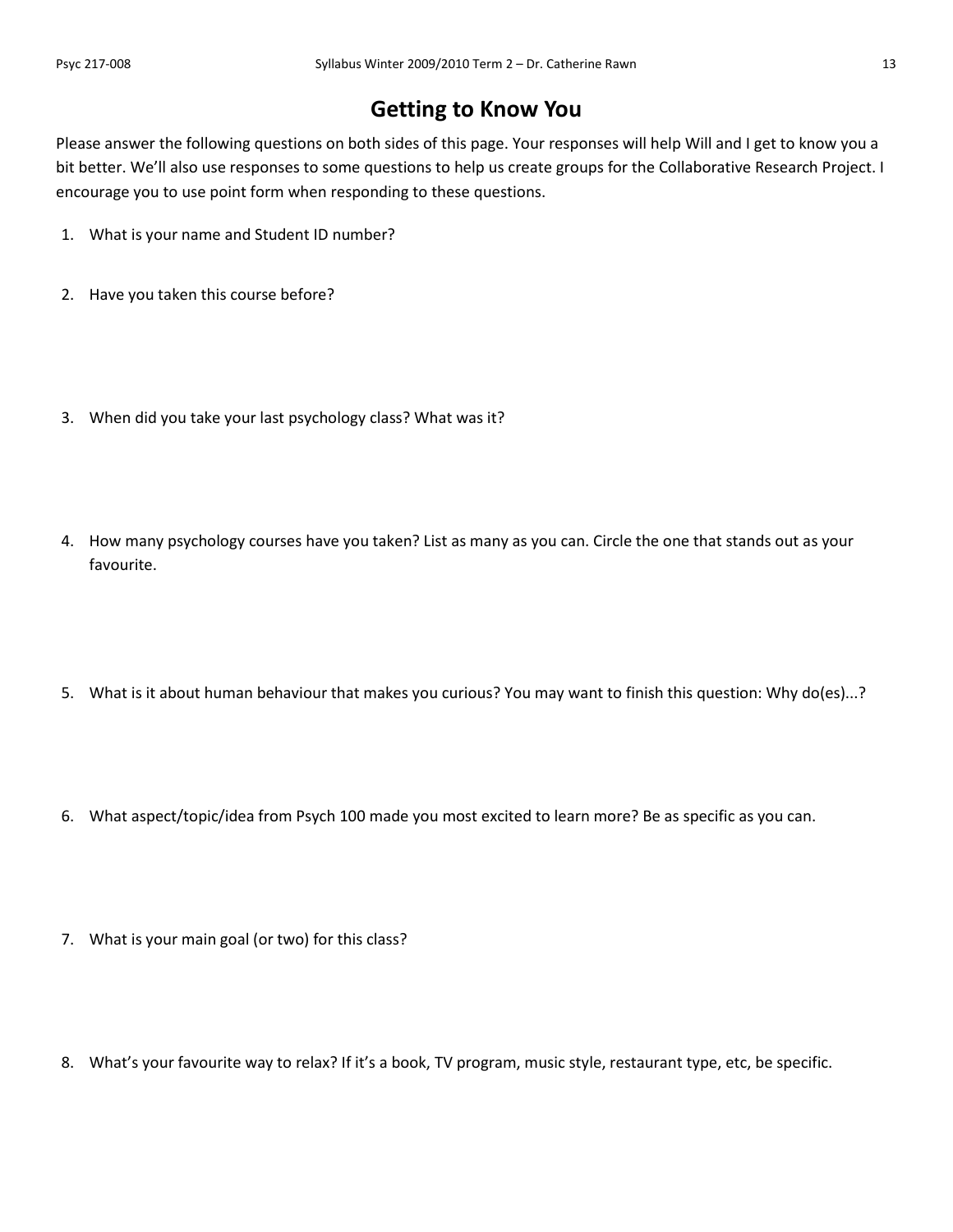# Getting to Know You

Please answer the following questions on both sides of this page. Your responses will help Will and I get to know you a bit better. We'll also use responses to some questions to help us create groups for the Collaborative Research Project. I encourage you to use point form when responding to these questions.

1. What is your name and Student ID number?

2. Have you taken this course before?

3. When did you take your last psychology class? What was it?

4. How many psychology courses have you taken? List as many as you can. Circle the one that stands out as your favourite.

5. What is it about human behaviour that makes you curious? You may want to finish this question: Why do(es)...?

6. What aspect/topic/idea from Psych 100 made you most excited to learn more? Be as specific as you can.

7. What is your main goal (or two) for this class?

8. What's your favourite way to relax? If it's a book, TV program, music style, restaurant type, etc, be specific.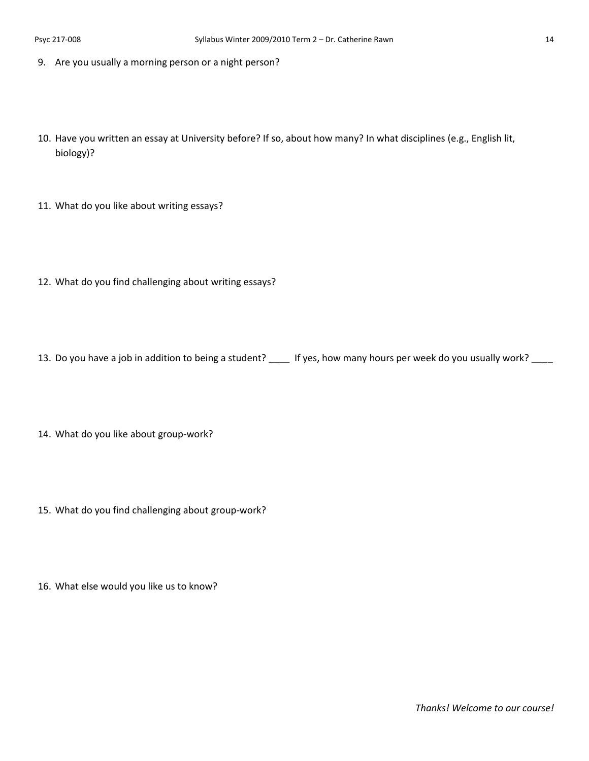9. Are you usually a morning person or a night person?

10. Have you written an essay at University before? If so, about how many? In what disciplines (e.g., English lit, biology)?

11. What do you like about writing essays?

12. What do you find challenging about writing essays?

13. Do you have a job in addition to being a student? ____ If yes, how many hours per week do you usually work? ____

14. What do you like about group-work?

15. What do you find challenging about group-work?

16. What else would you like us to know?

*Thanks! Welcome to our course!*